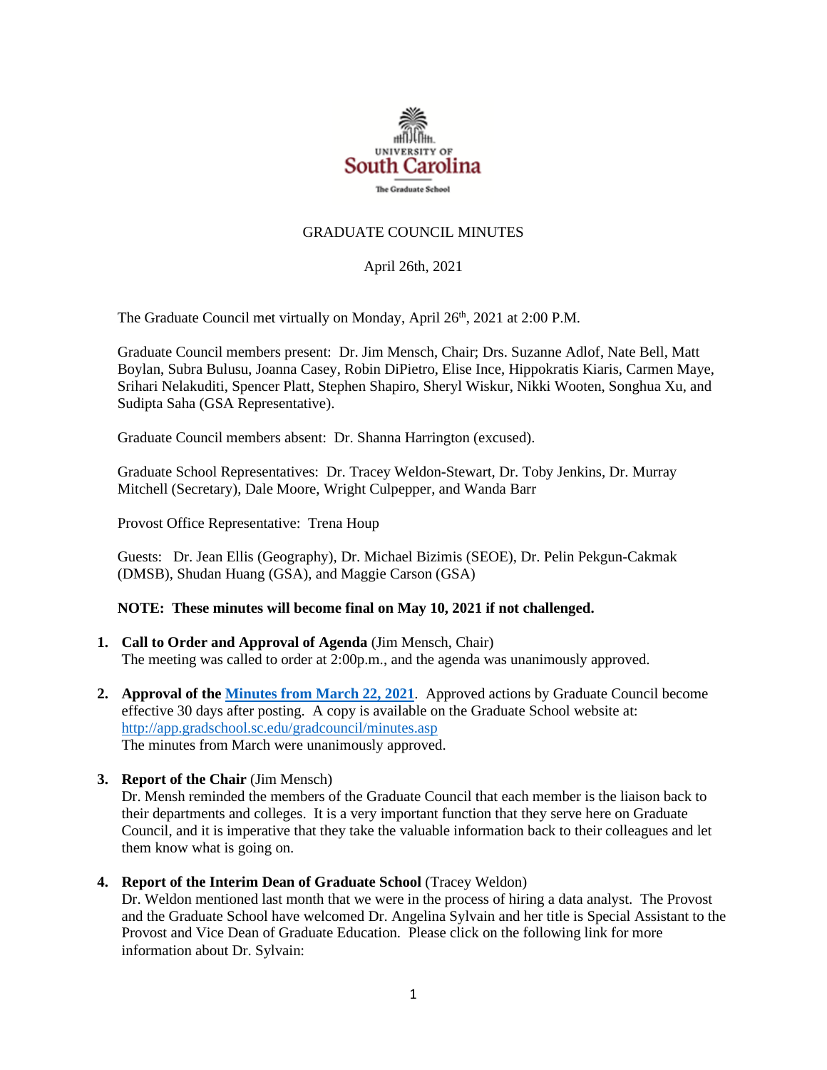UNIVERSITY OF
South Carolina
The Graduate School

# GRADUATE COUNCIL MINUTES

April 26th, 2021

The Graduate Council met virtually on Monday, April 26th, 2021 at 2:00 P.M.

Graduate Council members present: Dr. Jim Mensch, Chair; Drs. Suzanne Adlof, Nate Bell, Matt Boylan, Subra Bulusu, Joanna Casey, Robin DiPietro, Elise Ince, Hippokratis Kiaris, Carmen Maye, Srihari Nelakuditi, Spencer Platt, Stephen Shapiro, Sheryl Wiskur, Nikki Wooten, Songhua Xu, and Sudipta Saha (GSA Representative).

Graduate Council members absent: Dr. Shanna Harrington (excused).

Graduate School Representatives: Dr. Tracey Weldon-Stewart, Dr. Toby Jenkins, Dr. Murray Mitchell (Secretary), Dale Moore, Wright Culpepper, and Wanda Barr

Provost Office Representative: Trena Houp

Guests: Dr. Jean Ellis (Geography), Dr. Michael Bizimis (SEOE), Dr. Pelin Pekgun-Cakmak (DMSB), Shudan Huang (GSA), and Maggie Carson (GSA)

**NOTE: These minutes will become final on May 10, 2021 if not challenged.**

1. **Call to Order and Approval of Agenda** (Jim Mensch, Chair)
   The meeting was called to order at 2:00p.m., and the agenda was unanimously approved.

2. **Approval of the [Minutes from March 22, 2021](http://app.gradschool.sc.edu/gradcouncil/minutes.asp)**. Approved actions by Graduate Council become effective 30 days after posting. A copy is available on the Graduate School website at: http://app.gradschool.sc.edu/gradcouncil/minutes.asp
   The minutes from March were unanimously approved.

3. **Report of the Chair** (Jim Mensch)
   Dr. Mensh reminded the members of the Graduate Council that each member is the liaison back to their departments and colleges. It is a very important function that they serve here on Graduate Council, and it is imperative that they take the valuable information back to their colleagues and let them know what is going on.

4. **Report of the Interim Dean of Graduate School** (Tracey Weldon)
   Dr. Weldon mentioned last month that we were in the process of hiring a data analyst. The Provost and the Graduate School have welcomed Dr. Angelina Sylvain and her title is Special Assistant to the Provost and Vice Dean of Graduate Education. Please click on the following link for more information about Dr. Sylvain: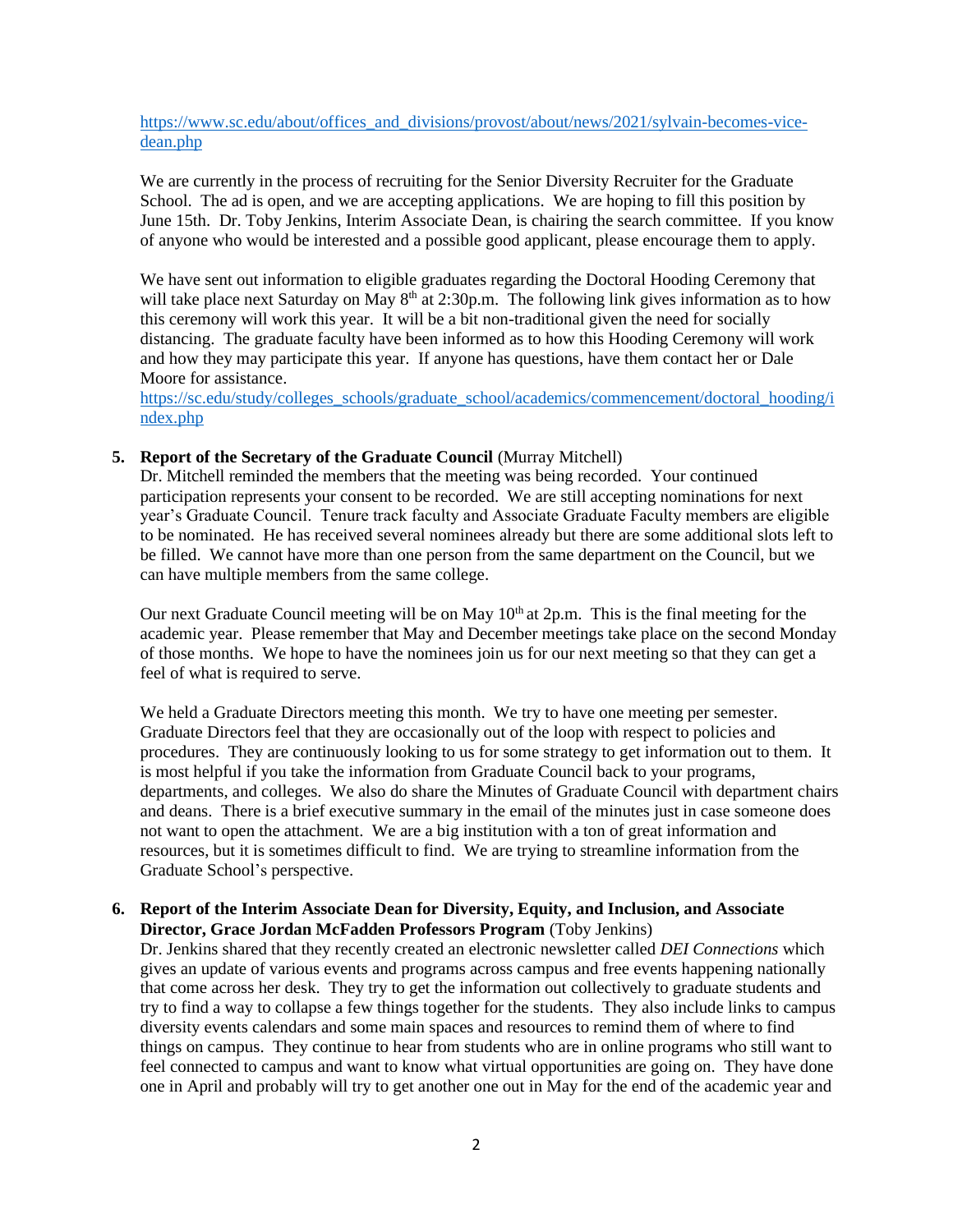https://www.sc.edu/about/offices_and_divisions/provost/about/news/2021/sylvain-becomes-vice-dean.php

We are currently in the process of recruiting for the Senior Diversity Recruiter for the Graduate School. The ad is open, and we are accepting applications. We are hoping to fill this position by June 15th. Dr. Toby Jenkins, Interim Associate Dean, is chairing the search committee. If you know of anyone who would be interested and a possible good applicant, please encourage them to apply.

We have sent out information to eligible graduates regarding the Doctoral Hooding Ceremony that will take place next Saturday on May 8th at 2:30p.m. The following link gives information as to how this ceremony will work this year. It will be a bit non-traditional given the need for socially distancing. The graduate faculty have been informed as to how this Hooding Ceremony will work and how they may participate this year. If anyone has questions, have them contact her or Dale Moore for assistance.
https://sc.edu/study/colleges_schools/graduate_school/academics/commencement/doctoral_hooding/index.php

**5. Report of the Secretary of the Graduate Council** (Murray Mitchell)
Dr. Mitchell reminded the members that the meeting was being recorded. Your continued participation represents your consent to be recorded. We are still accepting nominations for next year's Graduate Council. Tenure track faculty and Associate Graduate Faculty members are eligible to be nominated. He has received several nominees already but there are some additional slots left to be filled. We cannot have more than one person from the same department on the Council, but we can have multiple members from the same college.

Our next Graduate Council meeting will be on May 10th at 2p.m. This is the final meeting for the academic year. Please remember that May and December meetings take place on the second Monday of those months. We hope to have the nominees join us for our next meeting so that they can get a feel of what is required to serve.

We held a Graduate Directors meeting this month. We try to have one meeting per semester. Graduate Directors feel that they are occasionally out of the loop with respect to policies and procedures. They are continuously looking to us for some strategy to get information out to them. It is most helpful if you take the information from Graduate Council back to your programs, departments, and colleges. We also do share the Minutes of Graduate Council with department chairs and deans. There is a brief executive summary in the email of the minutes just in case someone does not want to open the attachment. We are a big institution with a ton of great information and resources, but it is sometimes difficult to find. We are trying to streamline information from the Graduate School's perspective.

**6. Report of the Interim Associate Dean for Diversity, Equity, and Inclusion, and Associate Director, Grace Jordan McFadden Professors Program** (Toby Jenkins)
Dr. Jenkins shared that they recently created an electronic newsletter called *DEI Connections* which gives an update of various events and programs across campus and free events happening nationally that come across her desk. They try to get the information out collectively to graduate students and try to find a way to collapse a few things together for the students. They also include links to campus diversity events calendars and some main spaces and resources to remind them of where to find things on campus. They continue to hear from students who are in online programs who still want to feel connected to campus and want to know what virtual opportunities are going on. They have done one in April and probably will try to get another one out in May for the end of the academic year and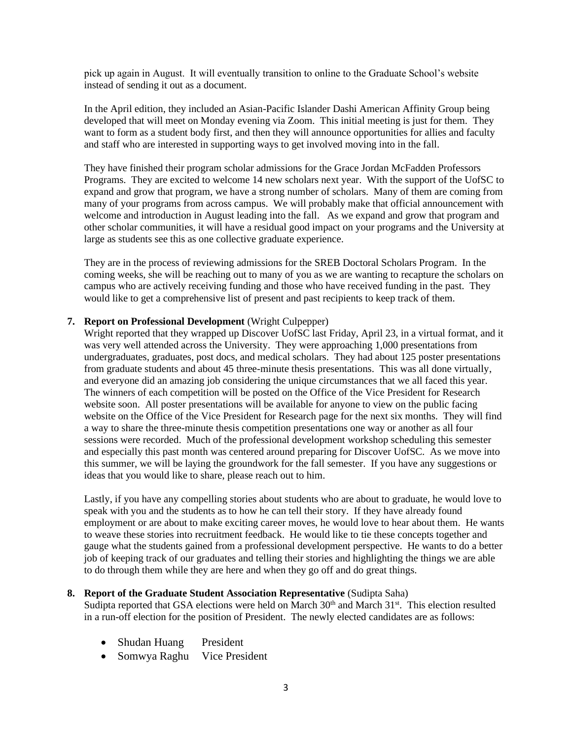pick up again in August. It will eventually transition to online to the Graduate School's website instead of sending it out as a document.

In the April edition, they included an Asian-Pacific Islander Dashi American Affinity Group being developed that will meet on Monday evening via Zoom. This initial meeting is just for them. They want to form as a student body first, and then they will announce opportunities for allies and faculty and staff who are interested in supporting ways to get involved moving into in the fall.

They have finished their program scholar admissions for the Grace Jordan McFadden Professors Programs. They are excited to welcome 14 new scholars next year. With the support of the UofSC to expand and grow that program, we have a strong number of scholars. Many of them are coming from many of your programs from across campus. We will probably make that official announcement with welcome and introduction in August leading into the fall. As we expand and grow that program and other scholar communities, it will have a residual good impact on your programs and the University at large as students see this as one collective graduate experience.

They are in the process of reviewing admissions for the SREB Doctoral Scholars Program. In the coming weeks, she will be reaching out to many of you as we are wanting to recapture the scholars on campus who are actively receiving funding and those who have received funding in the past. They would like to get a comprehensive list of present and past recipients to keep track of them.

7. **Report on Professional Development** (Wright Culpepper)
Wright reported that they wrapped up Discover UofSC last Friday, April 23, in a virtual format, and it was very well attended across the University. They were approaching 1,000 presentations from undergraduates, graduates, post docs, and medical scholars. They had about 125 poster presentations from graduate students and about 45 three-minute thesis presentations. This was all done virtually, and everyone did an amazing job considering the unique circumstances that we all faced this year. The winners of each competition will be posted on the Office of the Vice President for Research website soon. All poster presentations will be available for anyone to view on the public facing website on the Office of the Vice President for Research page for the next six months. They will find a way to share the three-minute thesis competition presentations one way or another as all four sessions were recorded. Much of the professional development workshop scheduling this semester and especially this past month was centered around preparing for Discover UofSC. As we move into this summer, we will be laying the groundwork for the fall semester. If you have any suggestions or ideas that you would like to share, please reach out to him.

   Lastly, if you have any compelling stories about students who are about to graduate, he would love to speak with you and the students as to how he can tell their story. If they have already found employment or are about to make exciting career moves, he would love to hear about them. He wants to weave these stories into recruitment feedback. He would like to tie these concepts together and gauge what the students gained from a professional development perspective. He wants to do a better job of keeping track of our graduates and telling their stories and highlighting the things we are able to do through them while they are here and when they go off and do great things.

8. **Report of the Graduate Student Association Representative** (Sudipta Saha)
Sudipta reported that GSA elections were held on March 30th and March 31st. This election resulted in a run-off election for the position of President. The newly elected candidates are as follows:

   - Shudan Huang    President
   - Somwya Raghu    Vice President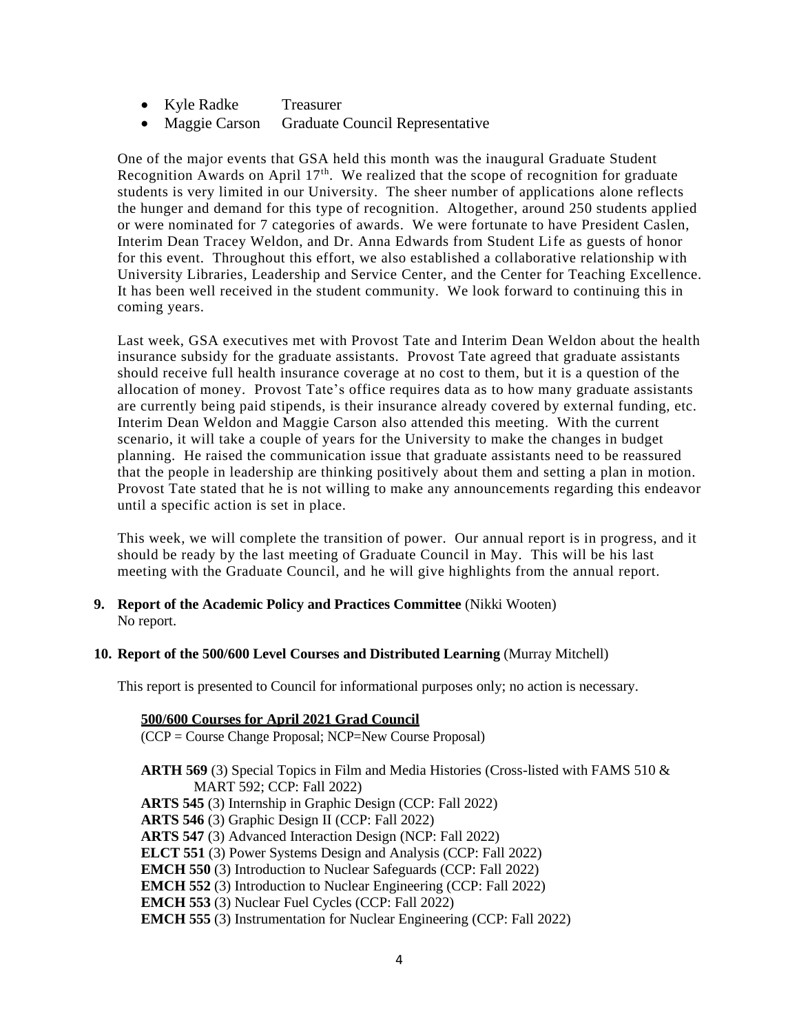- Kyle Radke Treasurer
- Maggie Carson Graduate Council Representative

One of the major events that GSA held this month was the inaugural Graduate Student Recognition Awards on April 17th. We realized that the scope of recognition for graduate students is very limited in our University. The sheer number of applications alone reflects the hunger and demand for this type of recognition. Altogether, around 250 students applied or were nominated for 7 categories of awards. We were fortunate to have President Caslen, Interim Dean Tracey Weldon, and Dr. Anna Edwards from Student Life as guests of honor for this event. Throughout this effort, we also established a collaborative relationship with University Libraries, Leadership and Service Center, and the Center for Teaching Excellence. It has been well received in the student community. We look forward to continuing this in coming years.

Last week, GSA executives met with Provost Tate and Interim Dean Weldon about the health insurance subsidy for the graduate assistants. Provost Tate agreed that graduate assistants should receive full health insurance coverage at no cost to them, but it is a question of the allocation of money. Provost Tate's office requires data as to how many graduate assistants are currently being paid stipends, is their insurance already covered by external funding, etc. Interim Dean Weldon and Maggie Carson also attended this meeting. With the current scenario, it will take a couple of years for the University to make the changes in budget planning. He raised the communication issue that graduate assistants need to be reassured that the people in leadership are thinking positively about them and setting a plan in motion. Provost Tate stated that he is not willing to make any announcements regarding this endeavor until a specific action is set in place.

This week, we will complete the transition of power. Our annual report is in progress, and it should be ready by the last meeting of Graduate Council in May. This will be his last meeting with the Graduate Council, and he will give highlights from the annual report.

**9. Report of the Academic Policy and Practices Committee** (Nikki Wooten)
No report.

**10. Report of the 500/600 Level Courses and Distributed Learning** (Murray Mitchell)

This report is presented to Council for informational purposes only; no action is necessary.

**500/600 Courses for April 2021 Grad Council**
(CCP = Course Change Proposal; NCP=New Course Proposal)

**ARTH 569** (3) Special Topics in Film and Media Histories (Cross-listed with FAMS 510 & MART 592; CCP: Fall 2022)
**ARTS 545** (3) Internship in Graphic Design (CCP: Fall 2022)
**ARTS 546** (3) Graphic Design II (CCP: Fall 2022)
**ARTS 547** (3) Advanced Interaction Design (NCP: Fall 2022)
**ELCT 551** (3) Power Systems Design and Analysis (CCP: Fall 2022)
**EMCH 550** (3) Introduction to Nuclear Safeguards (CCP: Fall 2022)
**EMCH 552** (3) Introduction to Nuclear Engineering (CCP: Fall 2022)
**EMCH 553** (3) Nuclear Fuel Cycles (CCP: Fall 2022)
**EMCH 555** (3) Instrumentation for Nuclear Engineering (CCP: Fall 2022)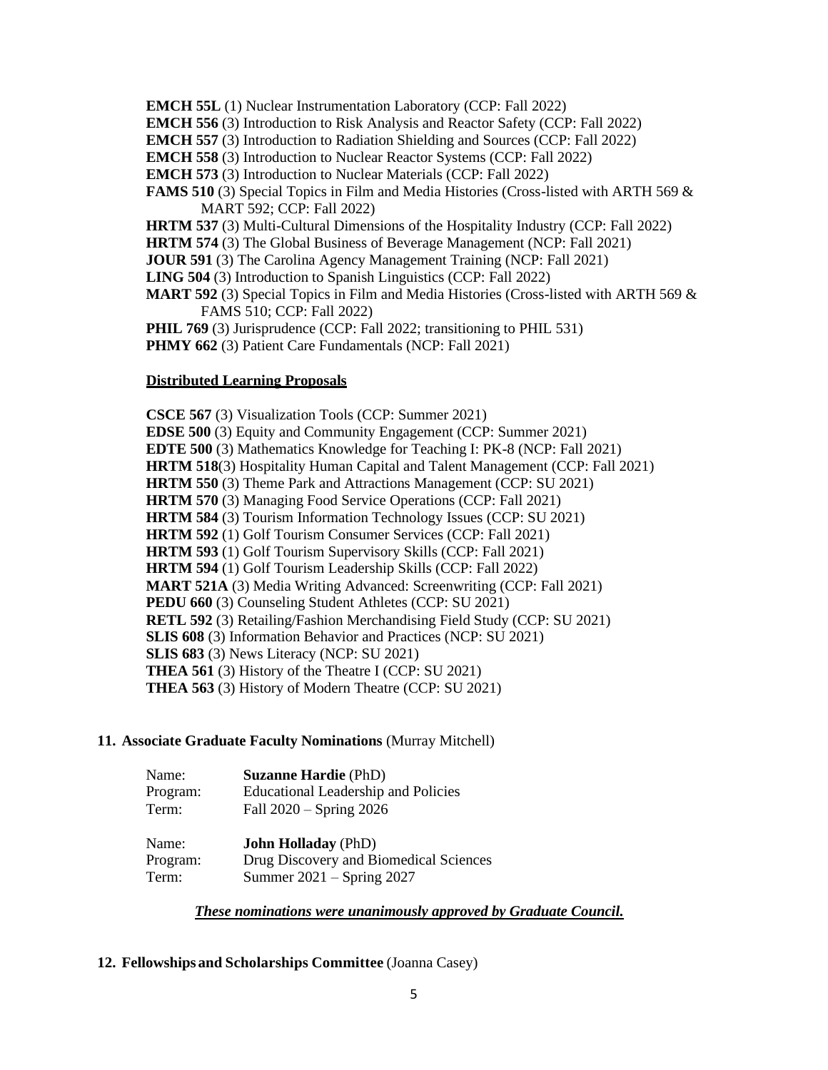**EMCH 55L** (1) Nuclear Instrumentation Laboratory (CCP: Fall 2022)
**EMCH 556** (3) Introduction to Risk Analysis and Reactor Safety (CCP: Fall 2022)
**EMCH 557** (3) Introduction to Radiation Shielding and Sources (CCP: Fall 2022)
**EMCH 558** (3) Introduction to Nuclear Reactor Systems (CCP: Fall 2022)
**EMCH 573** (3) Introduction to Nuclear Materials (CCP: Fall 2022)
**FAMS 510** (3) Special Topics in Film and Media Histories (Cross-listed with ARTH 569 & MART 592; CCP: Fall 2022)
**HRTM 537** (3) Multi-Cultural Dimensions of the Hospitality Industry (CCP: Fall 2022)
**HRTM 574** (3) The Global Business of Beverage Management (NCP: Fall 2021)
**JOUR 591** (3) The Carolina Agency Management Training (NCP: Fall 2021)
**LING 504** (3) Introduction to Spanish Linguistics (CCP: Fall 2022)
**MART 592** (3) Special Topics in Film and Media Histories (Cross-listed with ARTH 569 & FAMS 510; CCP: Fall 2022)
**PHIL 769** (3) Jurisprudence (CCP: Fall 2022; transitioning to PHIL 531)
**PHMY 662** (3) Patient Care Fundamentals (NCP: Fall 2021)

**Distributed Learning Proposals**

**CSCE 567** (3) Visualization Tools (CCP: Summer 2021)
**EDSE 500** (3) Equity and Community Engagement (CCP: Summer 2021)
**EDTE 500** (3) Mathematics Knowledge for Teaching I: PK-8 (NCP: Fall 2021)
**HRTM 518**(3) Hospitality Human Capital and Talent Management (CCP: Fall 2021)
**HRTM 550** (3) Theme Park and Attractions Management (CCP: SU 2021)
**HRTM 570** (3) Managing Food Service Operations (CCP: Fall 2021)
**HRTM 584** (3) Tourism Information Technology Issues (CCP: SU 2021)
**HRTM 592** (1) Golf Tourism Consumer Services (CCP: Fall 2021)
**HRTM 593** (1) Golf Tourism Supervisory Skills (CCP: Fall 2021)
**HRTM 594** (1) Golf Tourism Leadership Skills (CCP: Fall 2022)
**MART 521A** (3) Media Writing Advanced: Screenwriting (CCP: Fall 2021)
**PEDU 660** (3) Counseling Student Athletes (CCP: SU 2021)
**RETL 592** (3) Retailing/Fashion Merchandising Field Study (CCP: SU 2021)
**SLIS 608** (3) Information Behavior and Practices (NCP: SU 2021)
**SLIS 683** (3) News Literacy (NCP: SU 2021)
**THEA 561** (3) History of the Theatre I (CCP: SU 2021)
**THEA 563** (3) History of Modern Theatre (CCP: SU 2021)

**11. Associate Graduate Faculty Nominations** (Murray Mitchell)

Name: **Suzanne Hardie** (PhD)
Program: Educational Leadership and Policies
Term: Fall 2020 – Spring 2026

Name: **John Holladay** (PhD)
Program: Drug Discovery and Biomedical Sciences
Term: Summer 2021 – Spring 2027

***These nominations were unanimously approved by Graduate Council.***

**12. Fellowships and Scholarships Committee** (Joanna Casey)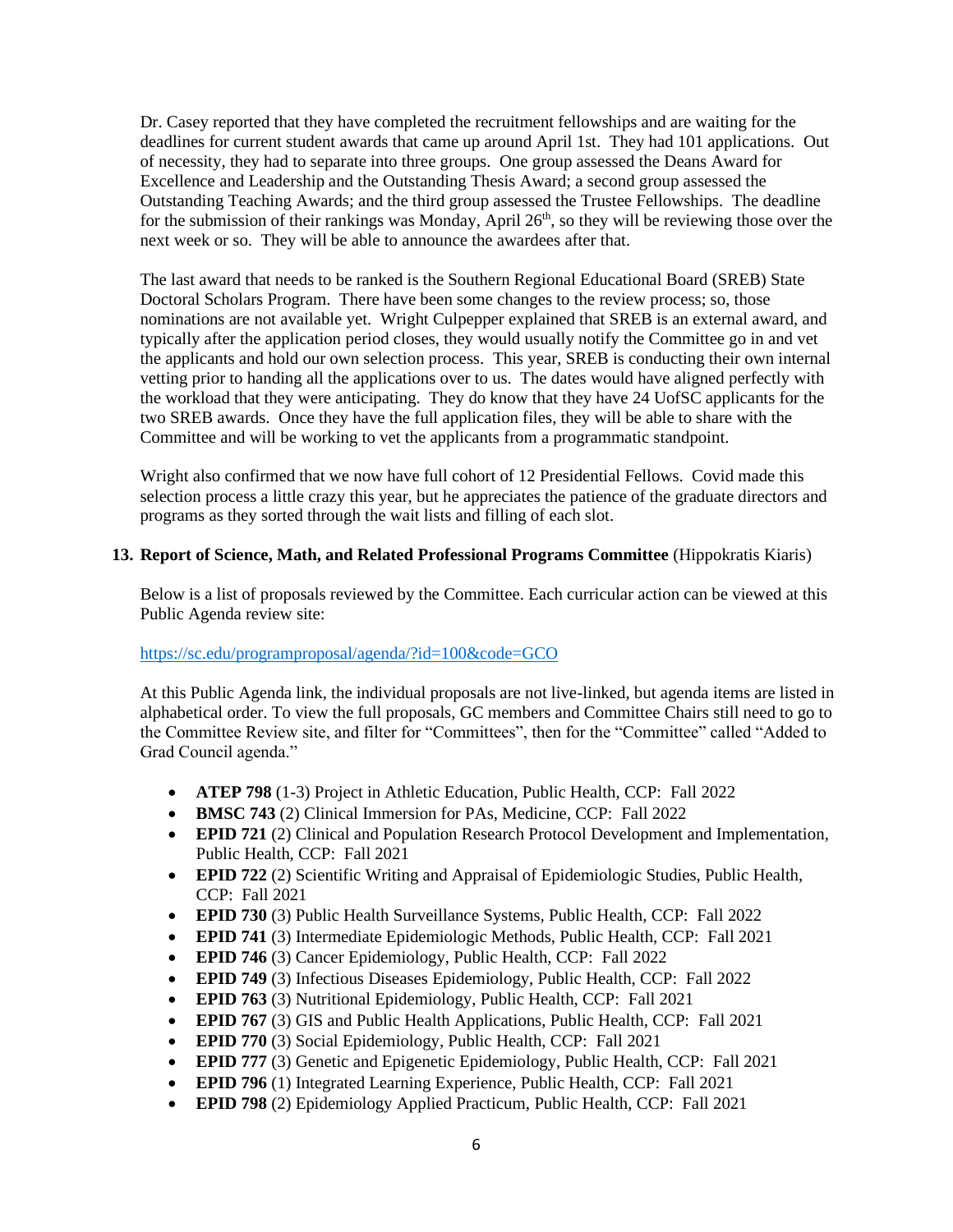Dr. Casey reported that they have completed the recruitment fellowships and are waiting for the deadlines for current student awards that came up around April 1st. They had 101 applications. Out of necessity, they had to separate into three groups. One group assessed the Deans Award for Excellence and Leadership and the Outstanding Thesis Award; a second group assessed the Outstanding Teaching Awards; and the third group assessed the Trustee Fellowships. The deadline for the submission of their rankings was Monday, April 26th, so they will be reviewing those over the next week or so. They will be able to announce the awardees after that.

The last award that needs to be ranked is the Southern Regional Educational Board (SREB) State Doctoral Scholars Program. There have been some changes to the review process; so, those nominations are not available yet. Wright Culpepper explained that SREB is an external award, and typically after the application period closes, they would usually notify the Committee go in and vet the applicants and hold our own selection process. This year, SREB is conducting their own internal vetting prior to handing all the applications over to us. The dates would have aligned perfectly with the workload that they were anticipating. They do know that they have 24 UofSC applicants for the two SREB awards. Once they have the full application files, they will be able to share with the Committee and will be working to vet the applicants from a programmatic standpoint.

Wright also confirmed that we now have full cohort of 12 Presidential Fellows. Covid made this selection process a little crazy this year, but he appreciates the patience of the graduate directors and programs as they sorted through the wait lists and filling of each slot.

## 13. Report of Science, Math, and Related Professional Programs Committee (Hippokratis Kiaris)

Below is a list of proposals reviewed by the Committee. Each curricular action can be viewed at this Public Agenda review site:

https://sc.edu/programproposal/agenda/?id=100&code=GCO

At this Public Agenda link, the individual proposals are not live-linked, but agenda items are listed in alphabetical order. To view the full proposals, GC members and Committee Chairs still need to go to the Committee Review site, and filter for "Committees", then for the "Committee" called "Added to Grad Council agenda."

- **ATEP 798** (1-3) Project in Athletic Education, Public Health, CCP: Fall 2022
- **BMSC 743** (2) Clinical Immersion for PAs, Medicine, CCP: Fall 2022
- **EPID 721** (2) Clinical and Population Research Protocol Development and Implementation, Public Health, CCP: Fall 2021
- **EPID 722** (2) Scientific Writing and Appraisal of Epidemiologic Studies, Public Health, CCP: Fall 2021
- **EPID 730** (3) Public Health Surveillance Systems, Public Health, CCP: Fall 2022
- **EPID 741** (3) Intermediate Epidemiologic Methods, Public Health, CCP: Fall 2021
- **EPID 746** (3) Cancer Epidemiology, Public Health, CCP: Fall 2022
- **EPID 749** (3) Infectious Diseases Epidemiology, Public Health, CCP: Fall 2022
- **EPID 763** (3) Nutritional Epidemiology, Public Health, CCP: Fall 2021
- **EPID 767** (3) GIS and Public Health Applications, Public Health, CCP: Fall 2021
- **EPID 770** (3) Social Epidemiology, Public Health, CCP: Fall 2021
- **EPID 777** (3) Genetic and Epigenetic Epidemiology, Public Health, CCP: Fall 2021
- **EPID 796** (1) Integrated Learning Experience, Public Health, CCP: Fall 2021
- **EPID 798** (2) Epidemiology Applied Practicum, Public Health, CCP: Fall 2021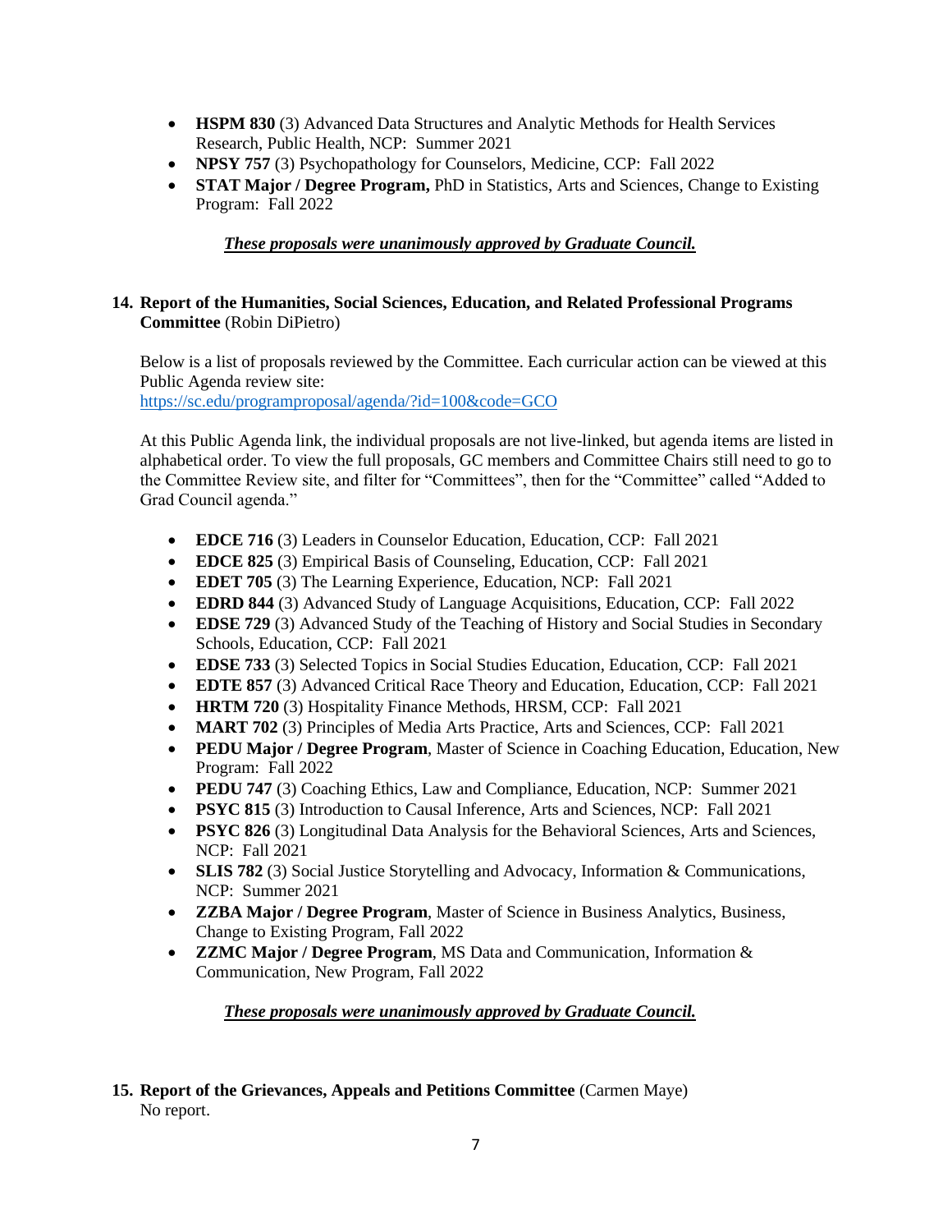- **HSPM 830** (3) Advanced Data Structures and Analytic Methods for Health Services Research, Public Health, NCP: Summer 2021
- **NPSY 757** (3) Psychopathology for Counselors, Medicine, CCP: Fall 2022
- **STAT Major / Degree Program,** PhD in Statistics, Arts and Sciences, Change to Existing Program: Fall 2022

***<u>These proposals were unanimously approved by Graduate Council.</u>***

**14. Report of the Humanities, Social Sciences, Education, and Related Professional Programs Committee** (Robin DiPietro)

Below is a list of proposals reviewed by the Committee. Each curricular action can be viewed at this Public Agenda review site:
https://sc.edu/programproposal/agenda/?id=100&code=GCO

At this Public Agenda link, the individual proposals are not live-linked, but agenda items are listed in alphabetical order. To view the full proposals, GC members and Committee Chairs still need to go to the Committee Review site, and filter for "Committees", then for the "Committee" called "Added to Grad Council agenda."

- **EDCE 716** (3) Leaders in Counselor Education, Education, CCP: Fall 2021
- **EDCE 825** (3) Empirical Basis of Counseling, Education, CCP: Fall 2021
- **EDET 705** (3) The Learning Experience, Education, NCP: Fall 2021
- **EDRD 844** (3) Advanced Study of Language Acquisitions, Education, CCP: Fall 2022
- **EDSE 729** (3) Advanced Study of the Teaching of History and Social Studies in Secondary Schools, Education, CCP: Fall 2021
- **EDSE 733** (3) Selected Topics in Social Studies Education, Education, CCP: Fall 2021
- **EDTE 857** (3) Advanced Critical Race Theory and Education, Education, CCP: Fall 2021
- **HRTM 720** (3) Hospitality Finance Methods, HRSM, CCP: Fall 2021
- **MART 702** (3) Principles of Media Arts Practice, Arts and Sciences, CCP: Fall 2021
- **PEDU Major / Degree Program**, Master of Science in Coaching Education, Education, New Program: Fall 2022
- **PEDU 747** (3) Coaching Ethics, Law and Compliance, Education, NCP: Summer 2021
- **PSYC 815** (3) Introduction to Causal Inference, Arts and Sciences, NCP: Fall 2021
- **PSYC 826** (3) Longitudinal Data Analysis for the Behavioral Sciences, Arts and Sciences, NCP: Fall 2021
- **SLIS 782** (3) Social Justice Storytelling and Advocacy, Information & Communications, NCP: Summer 2021
- **ZZBA Major / Degree Program**, Master of Science in Business Analytics, Business, Change to Existing Program, Fall 2022
- **ZZMC Major / Degree Program**, MS Data and Communication, Information & Communication, New Program, Fall 2022

***<u>These proposals were unanimously approved by Graduate Council.</u>***

**15. Report of the Grievances, Appeals and Petitions Committee** (Carmen Maye)
No report.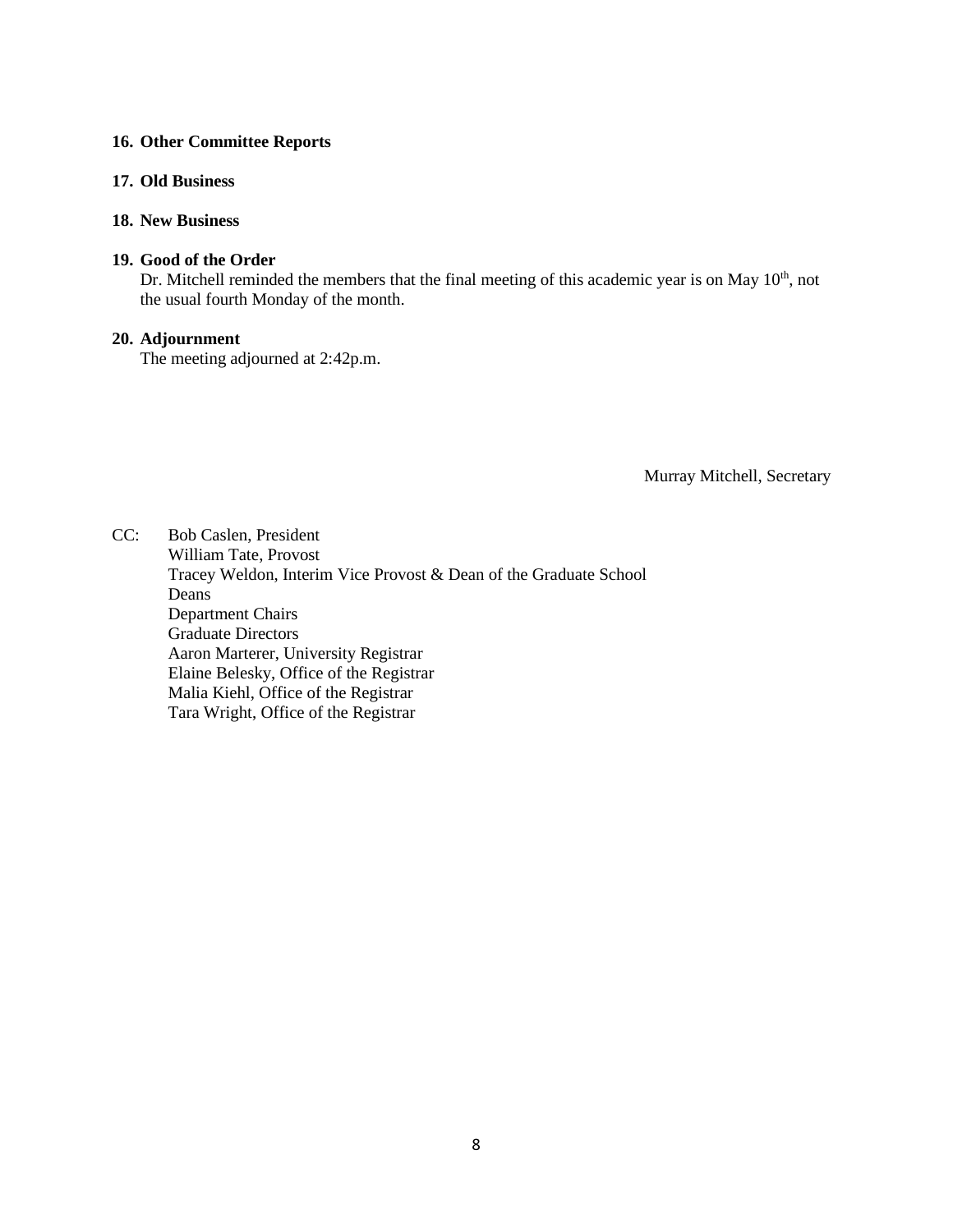**16. Other Committee Reports**

**17. Old Business**

**18. New Business**

**19. Good of the Order**

Dr. Mitchell reminded the members that the final meeting of this academic year is on May 10th, not the usual fourth Monday of the month.

**20. Adjournment**

The meeting adjourned at 2:42p.m.

Murray Mitchell, Secretary

CC: Bob Caslen, President
William Tate, Provost
Tracey Weldon, Interim Vice Provost & Dean of the Graduate School
Deans
Department Chairs
Graduate Directors
Aaron Marterer, University Registrar
Elaine Belesky, Office of the Registrar
Malia Kiehl, Office of the Registrar
Tara Wright, Office of the Registrar